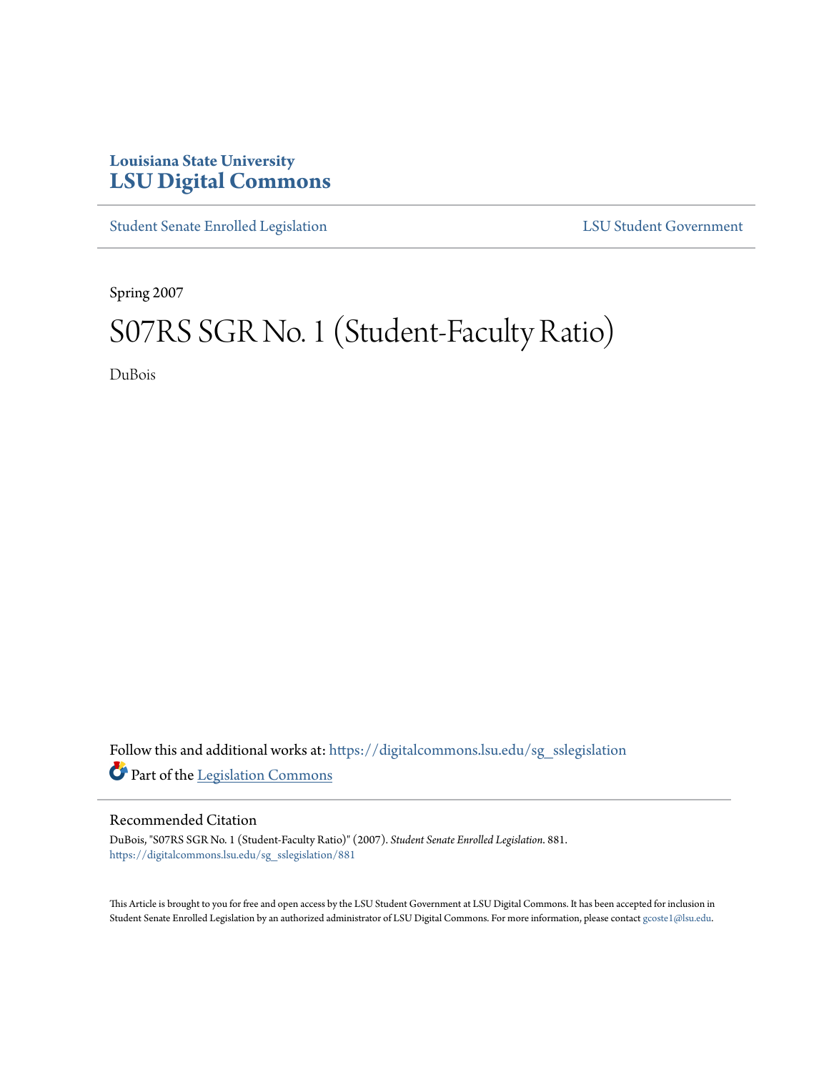Louisiana State University
# LSU Digital Commons

Student Senate Enrolled Legislation — LSU Student Government

Spring 2007

# S07RS SGR No. 1 (Student-Faculty Ratio)

DuBois

Follow this and additional works at: https://digitalcommons.lsu.edu/sg_sslegislation

Part of the Legislation Commons

## Recommended Citation

DuBois, "S07RS SGR No. 1 (Student-Faculty Ratio)" (2007). *Student Senate Enrolled Legislation*. 881.
https://digitalcommons.lsu.edu/sg_sslegislation/881

This Article is brought to you for free and open access by the LSU Student Government at LSU Digital Commons. It has been accepted for inclusion in Student Senate Enrolled Legislation by an authorized administrator of LSU Digital Commons. For more information, please contact gcoste1@lsu.edu.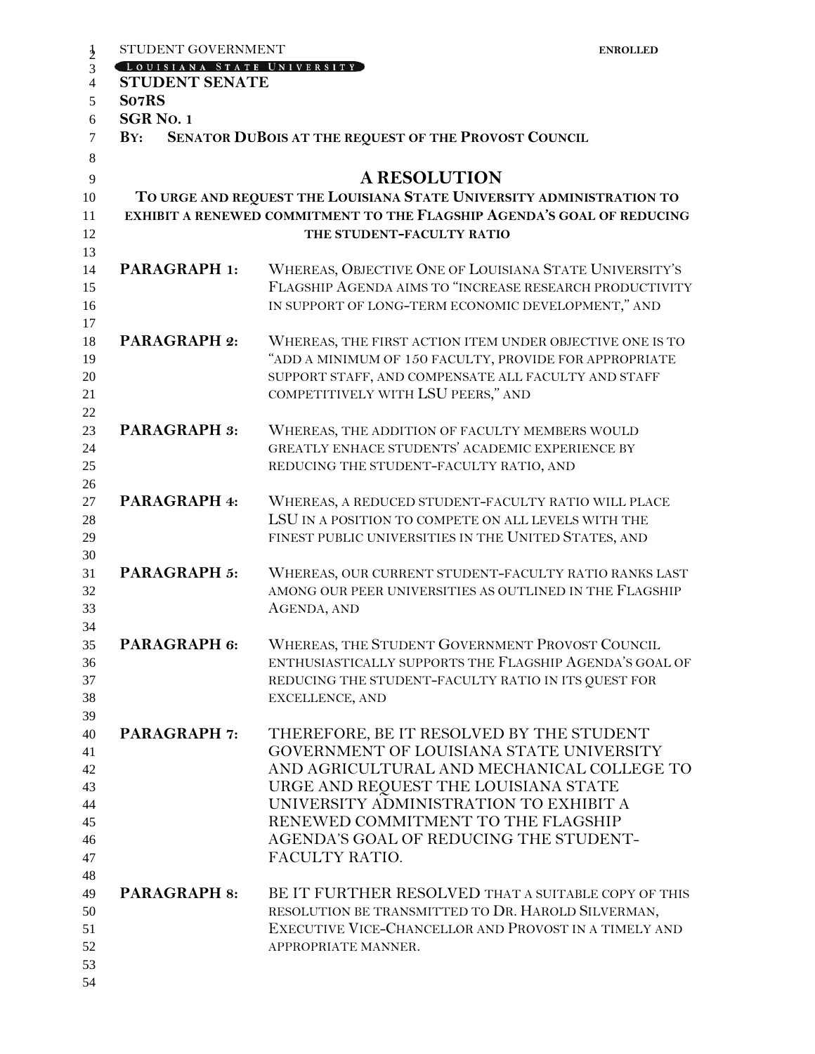STUDENT GOVERNMENT **ENROLLED**

LOUISIANA STATE UNIVERSITY

**STUDENT SENATE**

**S07RS**

**SGR NO. 1**

**BY: SENATOR DUBOIS AT THE REQUEST OF THE PROVOST COUNCIL**

# A RESOLUTION

**TO URGE AND REQUEST THE LOUISIANA STATE UNIVERSITY ADMINISTRATION TO EXHIBIT A RENEWED COMMITMENT TO THE FLAGSHIP AGENDA'S GOAL OF REDUCING THE STUDENT-FACULTY RATIO**

**PARAGRAPH 1:** WHEREAS, OBJECTIVE ONE OF LOUISIANA STATE UNIVERSITY'S FLAGSHIP AGENDA AIMS TO "INCREASE RESEARCH PRODUCTIVITY IN SUPPORT OF LONG-TERM ECONOMIC DEVELOPMENT," AND

**PARAGRAPH 2:** WHEREAS, THE FIRST ACTION ITEM UNDER OBJECTIVE ONE IS TO "ADD A MINIMUM OF 150 FACULTY, PROVIDE FOR APPROPRIATE SUPPORT STAFF, AND COMPENSATE ALL FACULTY AND STAFF COMPETITIVELY WITH LSU PEERS," AND

**PARAGRAPH 3:** WHEREAS, THE ADDITION OF FACULTY MEMBERS WOULD GREATLY ENHACE STUDENTS' ACADEMIC EXPERIENCE BY REDUCING THE STUDENT-FACULTY RATIO, AND

**PARAGRAPH 4:** WHEREAS, A REDUCED STUDENT-FACULTY RATIO WILL PLACE LSU IN A POSITION TO COMPETE ON ALL LEVELS WITH THE FINEST PUBLIC UNIVERSITIES IN THE UNITED STATES, AND

**PARAGRAPH 5:** WHEREAS, OUR CURRENT STUDENT-FACULTY RATIO RANKS LAST AMONG OUR PEER UNIVERSITIES AS OUTLINED IN THE FLAGSHIP AGENDA, AND

**PARAGRAPH 6:** WHEREAS, THE STUDENT GOVERNMENT PROVOST COUNCIL ENTHUSIASTICALLY SUPPORTS THE FLAGSHIP AGENDA'S GOAL OF REDUCING THE STUDENT-FACULTY RATIO IN ITS QUEST FOR EXCELLENCE, AND

**PARAGRAPH 7:** THEREFORE, BE IT RESOLVED BY THE STUDENT GOVERNMENT OF LOUISIANA STATE UNIVERSITY AND AGRICULTURAL AND MECHANICAL COLLEGE TO URGE AND REQUEST THE LOUISIANA STATE UNIVERSITY ADMINISTRATION TO EXHIBIT A RENEWED COMMITMENT TO THE FLAGSHIP AGENDA'S GOAL OF REDUCING THE STUDENT-FACULTY RATIO.

**PARAGRAPH 8:** BE IT FURTHER RESOLVED THAT A SUITABLE COPY OF THIS RESOLUTION BE TRANSMITTED TO DR. HAROLD SILVERMAN, EXECUTIVE VICE-CHANCELLOR AND PROVOST IN A TIMELY AND APPROPRIATE MANNER.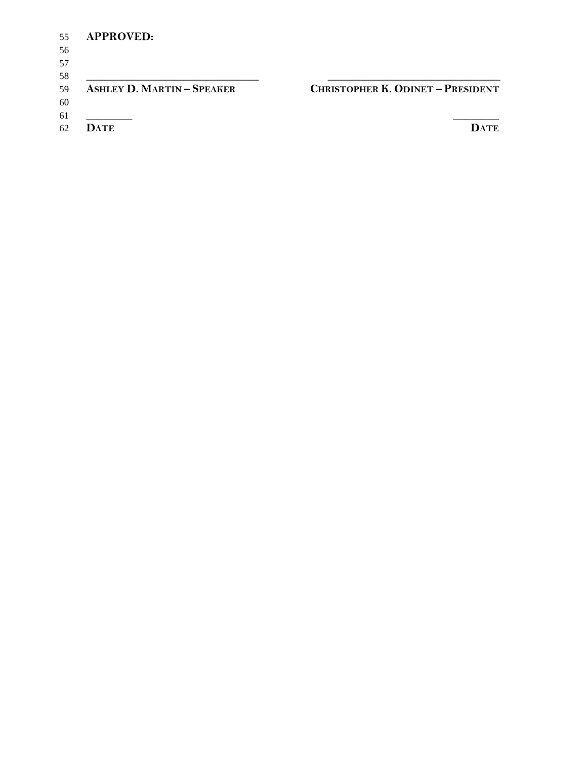**APPROVED:**

\_\_\_\_\_\_\_\_\_\_\_\_\_\_\_\_\_\_\_\_\_\_\_\_\_\_\_\_\_\_\_\_
**ASHLEY D. MARTIN – SPEAKER**

\_\_\_\_\_\_\_\_\_
**DATE**

\_\_\_\_\_\_\_\_\_\_\_\_\_\_\_\_\_\_\_\_\_\_\_\_\_\_\_\_\_\_\_\_
**CHRISTOPHER K. ODINET – PRESIDENT**

\_\_\_\_\_\_\_\_\_
**DATE**